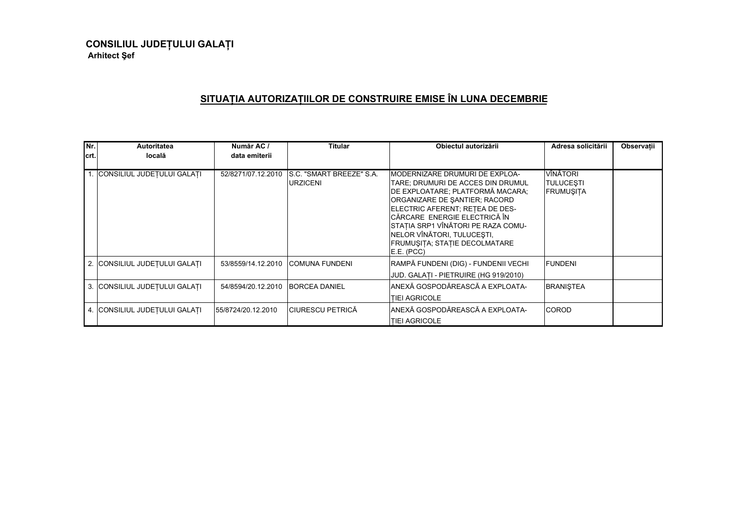**CONSILIUL JUDEȚULUI GALAȚI**
**Arhitect Şef**

## SITUAȚIA AUTORIZAȚIILOR DE CONSTRUIRE EMISE ÎN LUNA DECEMBRIE

| Nr. crt. | Autoritatea locală | Număr AC / data emiterii | Titular | Obiectul autorizării | Adresa solicitării | Observații |
|---|---|---|---|---|---|---|
| 1. | CONSILIUL JUDEȚULUI GALAȚI | 52/8271/07.12.2010 | S.C. "SMART BREEZE" S.A. URZICENI | MODERNIZARE DRUMURI DE EXPLOATARE; DRUMURI DE ACCES DIN DRUMUL DE EXPLOATARE; PLATFORMĂ MACARA; ORGANIZARE DE ŞANTIER; RACORD ELECTRIC AFERENT; REȚEA DE DESCĂRCARE ENERGIE ELECTRICĂ ÎN STAȚIA SRP1 VÎNĂTORI PE RAZA COMUNELOR VÎNĂTORI, TULUCEŞTI, FRUMUŞIȚA; STAȚIE DECOLMATARE E.E. (PCC) | VÎNĂTORI TULUCEŞTI FRUMUŞIȚA | |
| 2. | CONSILIUL JUDEȚULUI GALAȚI | 53/8559/14.12.2010 | COMUNA FUNDENI | RAMPĂ FUNDENI (DIG) - FUNDENII VECHI JUD. GALAȚI - PIETRUIRE (HG 919/2010) | FUNDENI | |
| 3. | CONSILIUL JUDEȚULUI GALAȚI | 54/8594/20.12.2010 | BORCEA DANIEL | ANEXĂ GOSPODĂREASCĂ A EXPLOATAȚIEI AGRICOLE | BRANIŞTEA | |
| 4. | CONSILIUL JUDEȚULUI GALAȚI | 55/8724/20.12.2010 | CIURESCU PETRICĂ | ANEXĂ GOSPODĂREASCĂ A EXPLOATAȚIEI AGRICOLE | COROD | |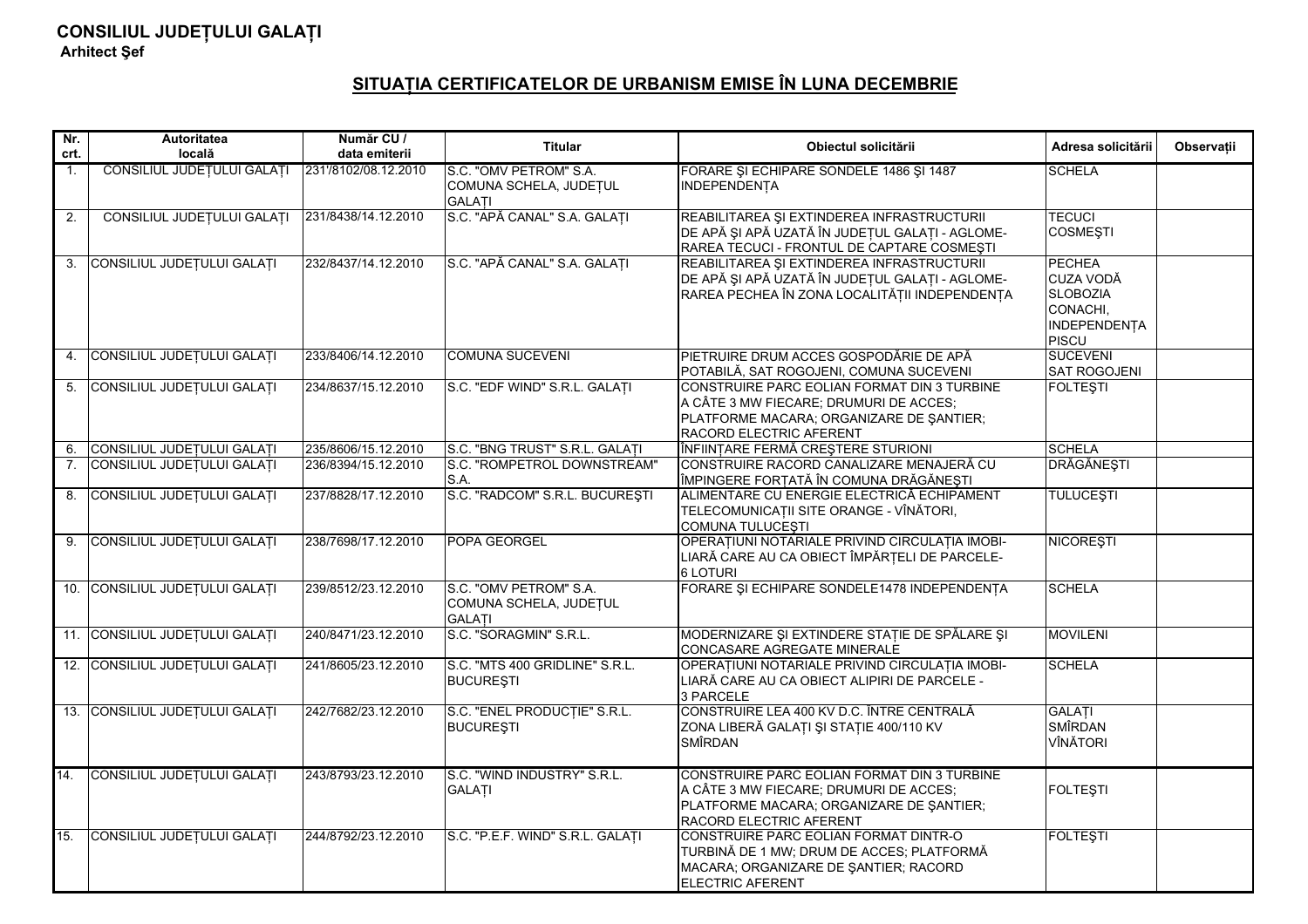**CONSILIUL JUDEȚULUI GALAȚI**
**Arhitect Șef**

## SITUAȚIA CERTIFICATELOR DE URBANISM EMISE ÎN LUNA DECEMBRIE

| Nr. crt. | Autoritatea locală | Număr CU / data emiterii | Titular | Obiectul solicitării | Adresa solicitării | Observații |
|---|---|---|---|---|---|---|
| 1. | CONSILIUL JUDEȚULUI GALAȚI | 231'/8102/08.12.2010 | S.C. "OMV PETROM" S.A. COMUNA SCHELA, JUDEȚUL GALAȚI | FORARE ȘI ECHIPARE SONDELE 1486 ȘI 1487 INDEPENDENȚA | SCHELA | |
| 2. | CONSILIUL JUDEȚULUI GALAȚI | 231/8438/14.12.2010 | S.C. "APĂ CANAL" S.A. GALAȚI | REABILITAREA ȘI EXTINDEREA INFRASTRUCTURII DE APĂ ȘI APĂ UZATĂ ÎN JUDEȚUL GALAȚI - AGLOMERAREA TECUCI - FRONTUL DE CAPTARE COSMEȘTI | TECUCI COSMEȘTI | |
| 3. | CONSILIUL JUDEȚULUI GALAȚI | 232/8437/14.12.2010 | S.C. "APĂ CANAL" S.A. GALAȚI | REABILITAREA ȘI EXTINDEREA INFRASTRUCTURII DE APĂ ȘI APĂ UZATĂ ÎN JUDEȚUL GALAȚI - AGLOMERAREA PECHEA ÎN ZONA LOCALITĂȚII INDEPENDENȚA | PECHEA CUZA VODĂ SLOBOZIA CONACHI, INDEPENDENȚA PISCU | |
| 4. | CONSILIUL JUDEȚULUI GALAȚI | 233/8406/14.12.2010 | COMUNA SUCEVENI | PIETRUIRE DRUM ACCES GOSPODĂRIE DE APĂ POTABILĂ, SAT ROGOJENI, COMUNA SUCEVENI | SUCEVENI SAT ROGOJENI | |
| 5. | CONSILIUL JUDEȚULUI GALAȚI | 234/8637/15.12.2010 | S.C. "EDF WIND" S.R.L. GALAȚI | CONSTRUIRE PARC EOLIAN FORMAT DIN 3 TURBINE A CÂTE 3 MW FIECARE; DRUMURI DE ACCES; PLATFORME MACARA; ORGANIZARE DE ȘANTIER; RACORD ELECTRIC AFERENT | FOLTEȘTI | |
| 6. | CONSILIUL JUDEȚULUI GALAȚI | 235/8606/15.12.2010 | S.C. "BNG TRUST" S.R.L. GALAȚI | ÎNFIINȚARE FERMĂ CREȘTERE STURIONI | SCHELA | |
| 7. | CONSILIUL JUDEȚULUI GALAȚI | 236/8394/15.12.2010 | S.C. "ROMPETROL DOWNSTREAM" S.A. | CONSTRUIRE RACORD CANALIZARE MENAJERĂ CU ÎMPINGERE FORȚATĂ ÎN COMUNA DRĂGĂNEȘTI | DRĂGĂNEȘTI | |
| 8. | CONSILIUL JUDEȚULUI GALAȚI | 237/8828/17.12.2010 | S.C. "RADCOM" S.R.L. BUCUREȘTI | ALIMENTARE CU ENERGIE ELECTRICĂ ECHIPAMENT TELECOMUNICAȚII SITE ORANGE - VÎNĂTORI, COMUNA TULUCEȘTI | TULUCEȘTI | |
| 9. | CONSILIUL JUDEȚULUI GALAȚI | 238/7698/17.12.2010 | POPA GEORGEL | OPERAȚIUNI NOTARIALE PRIVIND CIRCULAȚIA IMOBILIARĂ CARE AU CA OBIECT ÎMPĂRȚELI DE PARCELE-6 LOTURI | NICOREȘTI | |
| 10. | CONSILIUL JUDEȚULUI GALAȚI | 239/8512/23.12.2010 | S.C. "OMV PETROM" S.A. COMUNA SCHELA, JUDEȚUL GALAȚI | FORARE ȘI ECHIPARE SONDELE1478 INDEPENDENȚA | SCHELA | |
| 11. | CONSILIUL JUDEȚULUI GALAȚI | 240/8471/23.12.2010 | S.C. "SORAGMIN" S.R.L. | MODERNIZARE ȘI EXTINDERE STAȚIE DE SPĂLARE ȘI CONCASARE AGREGATE MINERALE | MOVILENI | |
| 12. | CONSILIUL JUDEȚULUI GALAȚI | 241/8605/23.12.2010 | S.C. "MTS 400 GRIDLINE" S.R.L. BUCUREȘTI | OPERAȚIUNI NOTARIALE PRIVIND CIRCULAȚIA IMOBILIARĂ CARE AU CA OBIECT ALIPIRI DE PARCELE - 3 PARCELE | SCHELA | |
| 13. | CONSILIUL JUDEȚULUI GALAȚI | 242/7682/23.12.2010 | S.C. "ENEL PRODUCȚIE" S.R.L. BUCUREȘTI | CONSTRUIRE LEA 400 KV D.C. ÎNTRE CENTRALĂ ZONA LIBERĂ GALAȚI ȘI STAȚIE 400/110 KV SMÎRDAN | GALAȚI SMÎRDAN VÎNĂTORI | |
| 14. | CONSILIUL JUDEȚULUI GALAȚI | 243/8793/23.12.2010 | S.C. "WIND INDUSTRY" S.R.L. GALAȚI | CONSTRUIRE PARC EOLIAN FORMAT DIN 3 TURBINE A CÂTE 3 MW FIECARE; DRUMURI DE ACCES; PLATFORME MACARA; ORGANIZARE DE ȘANTIER; RACORD ELECTRIC AFERENT | FOLTEȘTI | |
| 15. | CONSILIUL JUDEȚULUI GALAȚI | 244/8792/23.12.2010 | S.C. "P.E.F. WIND" S.R.L. GALAȚI | CONSTRUIRE PARC EOLIAN FORMAT DINTR-O TURBINĂ DE 1 MW; DRUM DE ACCES; PLATFORMĂ MACARA; ORGANIZARE DE ȘANTIER; RACORD ELECTRIC AFERENT | FOLTEȘTI | |